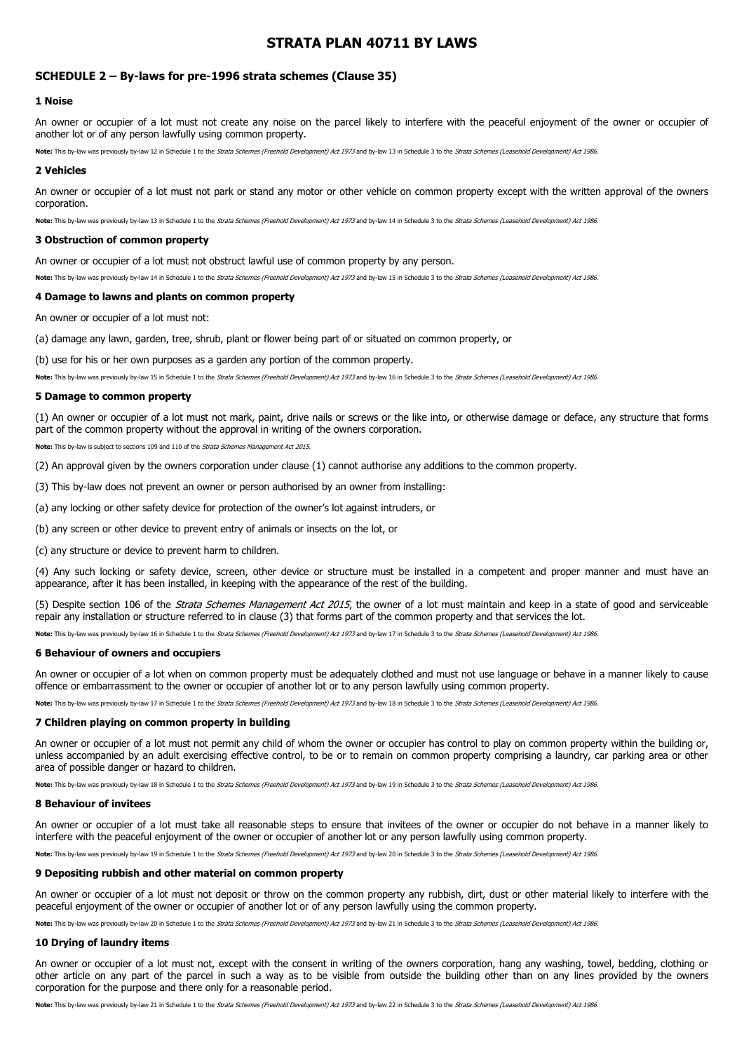# STRATA PLAN 40711 BY LAWS

## SCHEDULE 2 – By-laws for pre-1996 strata schemes (Clause 35)

### 1 Noise

An owner or occupier of a lot must not create any noise on the parcel likely to interfere with the peaceful enjoyment of the owner or occupier of another lot or of any person lawfully using common property.

**Note:** This by-law was previously by-law 12 in Schedule 1 to the *Strata Schemes (Freehold Development) Act 1973* and by-law 13 in Schedule 3 to the *Strata Schemes (Leasehold Development) Act 1986*.

### 2 Vehicles

An owner or occupier of a lot must not park or stand any motor or other vehicle on common property except with the written approval of the owners corporation.

**Note:** This by-law was previously by-law 13 in Schedule 1 to the *Strata Schemes (Freehold Development) Act 1973* and by-law 14 in Schedule 3 to the *Strata Schemes (Leasehold Development) Act 1986*.

### 3 Obstruction of common property

An owner or occupier of a lot must not obstruct lawful use of common property by any person.

**Note:** This by-law was previously by-law 14 in Schedule 1 to the *Strata Schemes (Freehold Development) Act 1973* and by-law 15 in Schedule 3 to the *Strata Schemes (Leasehold Development) Act 1986*.

### 4 Damage to lawns and plants on common property

An owner or occupier of a lot must not:

(a) damage any lawn, garden, tree, shrub, plant or flower being part of or situated on common property, or

(b) use for his or her own purposes as a garden any portion of the common property.

**Note:** This by-law was previously by-law 15 in Schedule 1 to the *Strata Schemes (Freehold Development) Act 1973* and by-law 16 in Schedule 3 to the *Strata Schemes (Leasehold Development) Act 1986*.

### 5 Damage to common property

(1) An owner or occupier of a lot must not mark, paint, drive nails or screws or the like into, or otherwise damage or deface, any structure that forms part of the common property without the approval in writing of the owners corporation.

**Note:** This by-law is subject to sections 109 and 110 of the *Strata Schemes Management Act 2015*.

(2) An approval given by the owners corporation under clause (1) cannot authorise any additions to the common property.

(3) This by-law does not prevent an owner or person authorised by an owner from installing:

(a) any locking or other safety device for protection of the owner's lot against intruders, or

(b) any screen or other device to prevent entry of animals or insects on the lot, or

(c) any structure or device to prevent harm to children.

(4) Any such locking or safety device, screen, other device or structure must be installed in a competent and proper manner and must have an appearance, after it has been installed, in keeping with the appearance of the rest of the building.

(5) Despite section 106 of the *Strata Schemes Management Act 2015*, the owner of a lot must maintain and keep in a state of good and serviceable repair any installation or structure referred to in clause (3) that forms part of the common property and that services the lot.

**Note:** This by-law was previously by-law 16 in Schedule 1 to the *Strata Schemes (Freehold Development) Act 1973* and by-law 17 in Schedule 3 to the *Strata Schemes (Leasehold Development) Act 1986*.

### 6 Behaviour of owners and occupiers

An owner or occupier of a lot when on common property must be adequately clothed and must not use language or behave in a manner likely to cause offence or embarrassment to the owner or occupier of another lot or to any person lawfully using common property.

**Note:** This by-law was previously by-law 17 in Schedule 1 to the *Strata Schemes (Freehold Development) Act 1973* and by-law 18 in Schedule 3 to the *Strata Schemes (Leasehold Development) Act 1986*.

### 7 Children playing on common property in building

An owner or occupier of a lot must not permit any child of whom the owner or occupier has control to play on common property within the building or, unless accompanied by an adult exercising effective control, to be or to remain on common property comprising a laundry, car parking area or other area of possible danger or hazard to children.

**Note:** This by-law was previously by-law 18 in Schedule 1 to the *Strata Schemes (Freehold Development) Act 1973* and by-law 19 in Schedule 3 to the *Strata Schemes (Leasehold Development) Act 1986*.

### 8 Behaviour of invitees

An owner or occupier of a lot must take all reasonable steps to ensure that invitees of the owner or occupier do not behave in a manner likely to interfere with the peaceful enjoyment of the owner or occupier of another lot or any person lawfully using common property.

**Note:** This by-law was previously by-law 19 in Schedule 1 to the *Strata Schemes (Freehold Development) Act 1973* and by-law 20 in Schedule 3 to the *Strata Schemes (Leasehold Development) Act 1986*.

### 9 Depositing rubbish and other material on common property

An owner or occupier of a lot must not deposit or throw on the common property any rubbish, dirt, dust or other material likely to interfere with the peaceful enjoyment of the owner or occupier of another lot or of any person lawfully using the common property.

**Note:** This by-law was previously by-law 20 in Schedule 1 to the *Strata Schemes (Freehold Development) Act 1973* and by-law 21 in Schedule 3 to the *Strata Schemes (Leasehold Development) Act 1986*.

### 10 Drying of laundry items

An owner or occupier of a lot must not, except with the consent in writing of the owners corporation, hang any washing, towel, bedding, clothing or other article on any part of the parcel in such a way as to be visible from outside the building other than on any lines provided by the owners corporation for the purpose and there only for a reasonable period.

**Note:** This by-law was previously by-law 21 in Schedule 1 to the *Strata Schemes (Freehold Development) Act 1973* and by-law 22 in Schedule 3 to the *Strata Schemes (Leasehold Development) Act 1986*.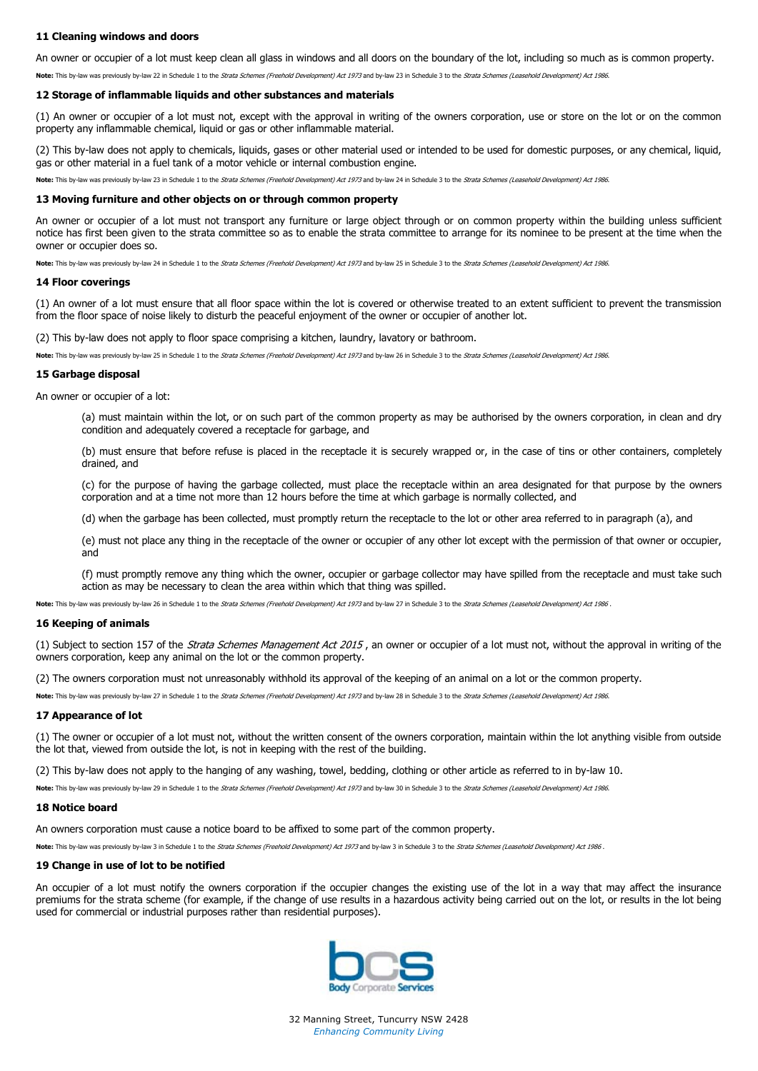### 11 Cleaning windows and doors

An owner or occupier of a lot must keep clean all glass in windows and all doors on the boundary of the lot, including so much as is common property.

**Note:** This by-law was previously by-law 22 in Schedule 1 to the *Strata Schemes (Freehold Development) Act 1973* and by-law 23 in Schedule 3 to the *Strata Schemes (Leasehold Development) Act 1986*.

### 12 Storage of inflammable liquids and other substances and materials

(1) An owner or occupier of a lot must not, except with the approval in writing of the owners corporation, use or store on the lot or on the common property any inflammable chemical, liquid or gas or other inflammable material.

(2) This by-law does not apply to chemicals, liquids, gases or other material used or intended to be used for domestic purposes, or any chemical, liquid, gas or other material in a fuel tank of a motor vehicle or internal combustion engine.

**Note:** This by-law was previously by-law 23 in Schedule 1 to the *Strata Schemes (Freehold Development) Act 1973* and by-law 24 in Schedule 3 to the *Strata Schemes (Leasehold Development) Act 1986*.

### 13 Moving furniture and other objects on or through common property

An owner or occupier of a lot must not transport any furniture or large object through or on common property within the building unless sufficient notice has first been given to the strata committee so as to enable the strata committee to arrange for its nominee to be present at the time when the owner or occupier does so.

**Note:** This by-law was previously by-law 24 in Schedule 1 to the *Strata Schemes (Freehold Development) Act 1973* and by-law 25 in Schedule 3 to the *Strata Schemes (Leasehold Development) Act 1986*.

### 14 Floor coverings

(1) An owner of a lot must ensure that all floor space within the lot is covered or otherwise treated to an extent sufficient to prevent the transmission from the floor space of noise likely to disturb the peaceful enjoyment of the owner or occupier of another lot.

(2) This by-law does not apply to floor space comprising a kitchen, laundry, lavatory or bathroom.

**Note:** This by-law was previously by-law 25 in Schedule 1 to the *Strata Schemes (Freehold Development) Act 1973* and by-law 26 in Schedule 3 to the *Strata Schemes (Leasehold Development) Act 1986*.

### 15 Garbage disposal

An owner or occupier of a lot:

(a) must maintain within the lot, or on such part of the common property as may be authorised by the owners corporation, in clean and dry condition and adequately covered a receptacle for garbage, and

(b) must ensure that before refuse is placed in the receptacle it is securely wrapped or, in the case of tins or other containers, completely drained, and

(c) for the purpose of having the garbage collected, must place the receptacle within an area designated for that purpose by the owners corporation and at a time not more than 12 hours before the time at which garbage is normally collected, and

(d) when the garbage has been collected, must promptly return the receptacle to the lot or other area referred to in paragraph (a), and

(e) must not place any thing in the receptacle of the owner or occupier of any other lot except with the permission of that owner or occupier, and

(f) must promptly remove any thing which the owner, occupier or garbage collector may have spilled from the receptacle and must take such action as may be necessary to clean the area within which that thing was spilled.

**Note:** This by-law was previously by-law 26 in Schedule 1 to the *Strata Schemes (Freehold Development) Act 1973* and by-law 27 in Schedule 3 to the *Strata Schemes (Leasehold Development) Act 1986* .

### 16 Keeping of animals

(1) Subject to section 157 of the *Strata Schemes Management Act 2015* , an owner or occupier of a lot must not, without the approval in writing of the owners corporation, keep any animal on the lot or the common property.

(2) The owners corporation must not unreasonably withhold its approval of the keeping of an animal on a lot or the common property.

**Note:** This by-law was previously by-law 27 in Schedule 1 to the *Strata Schemes (Freehold Development) Act 1973* and by-law 28 in Schedule 3 to the *Strata Schemes (Leasehold Development) Act 1986*.

### 17 Appearance of lot

(1) The owner or occupier of a lot must not, without the written consent of the owners corporation, maintain within the lot anything visible from outside the lot that, viewed from outside the lot, is not in keeping with the rest of the building.

(2) This by-law does not apply to the hanging of any washing, towel, bedding, clothing or other article as referred to in by-law 10.

**Note:** This by-law was previously by-law 29 in Schedule 1 to the *Strata Schemes (Freehold Development) Act 1973* and by-law 30 in Schedule 3 to the *Strata Schemes (Leasehold Development) Act 1986*.

### 18 Notice board

An owners corporation must cause a notice board to be affixed to some part of the common property.

**Note:** This by-law was previously by-law 3 in Schedule 1 to the *Strata Schemes (Freehold Development) Act 1973* and by-law 3 in Schedule 3 to the *Strata Schemes (Leasehold Development) Act 1986* .

### 19 Change in use of lot to be notified

An occupier of a lot must notify the owners corporation if the occupier changes the existing use of the lot in a way that may affect the insurance premiums for the strata scheme (for example, if the change of use results in a hazardous activity being carried out on the lot, or results in the lot being used for commercial or industrial purposes rather than residential purposes).

bcs Body Corporate Services

32 Manning Street, Tuncurry NSW 2428

*Enhancing Community Living*